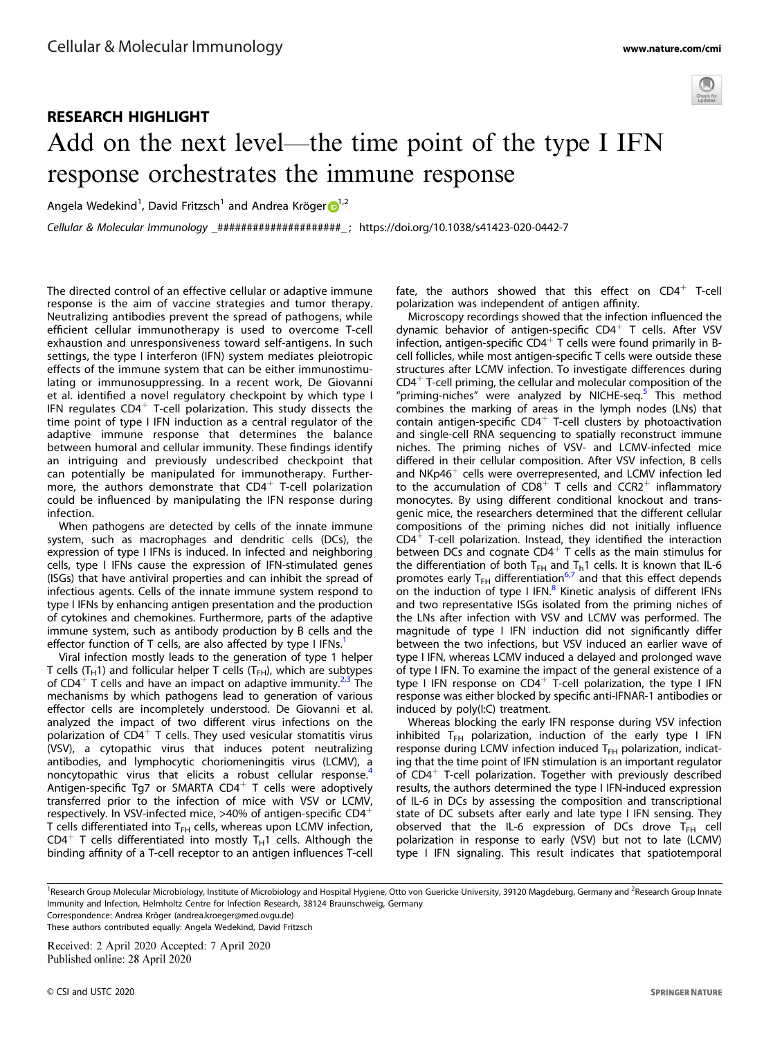RESEARCH HIGHLIGHT

# Add on the next level—the time point of the type I IFN response orchestrates the immune response

Angela Wedekind[1], David Fritzsch[1] and Andrea Kröger[1,2]

*Cellular & Molecular Immunology* _####################_ ; https://doi.org/10.1038/s41423-020-0442-7

The directed control of an effective cellular or adaptive immune response is the aim of vaccine strategies and tumor therapy. Neutralizing antibodies prevent the spread of pathogens, while efficient cellular immunotherapy is used to overcome T-cell exhaustion and unresponsiveness toward self-antigens. In such settings, the type I interferon (IFN) system mediates pleiotropic effects of the immune system that can be either immunostimulating or immunosuppressing. In a recent work, De Giovanni et al. identified a novel regulatory checkpoint by which type I IFN regulates $CD4^+$ T-cell polarization. This study dissects the time point of type I IFN induction as a central regulator of the adaptive immune response that determines the balance between humoral and cellular immunity. These findings identify an intriguing and previously undescribed checkpoint that can potentially be manipulated for immunotherapy. Furthermore, the authors demonstrate that $CD4^+$ T-cell polarization could be influenced by manipulating the IFN response during infection.

When pathogens are detected by cells of the innate immune system, such as macrophages and dendritic cells (DCs), the expression of type I IFNs is induced. In infected and neighboring cells, type I IFNs cause the expression of IFN-stimulated genes (ISGs) that have antiviral properties and can inhibit the spread of infectious agents. Cells of the innate immune system respond to type I IFNs by enhancing antigen presentation and the production of cytokines and chemokines. Furthermore, parts of the adaptive immune system, such as antibody production by B cells and the effector function of T cells, are also affected by type I IFNs.[1]

Viral infection mostly leads to the generation of type 1 helper T cells ($T_H1$) and follicular helper T cells ($T_{FH}$), which are subtypes of $CD4^+$ T cells and have an impact on adaptive immunity.[2,3] The mechanisms by which pathogens lead to generation of various effector cells are incompletely understood. De Giovanni et al. analyzed the impact of two different virus infections on the polarization of $CD4^+$ T cells. They used vesicular stomatitis virus (VSV), a cytopathic virus that induces potent neutralizing antibodies, and lymphocytic choriomeningitis virus (LCMV), a noncytopathic virus that elicits a robust cellular response.[4] Antigen-specific Tg7 or SMARTA $CD4^+$ T cells were adoptively transferred prior to the infection of mice with VSV or LCMV, respectively. In VSV-infected mice, >40% of antigen-specific $CD4^+$ T cells differentiated into $T_{FH}$ cells, whereas upon LCMV infection, $CD4^+$ T cells differentiated into mostly $T_H1$ cells. Although the binding affinity of a T-cell receptor to an antigen influences T-cell fate, the authors showed that this effect on $CD4^+$ T-cell polarization was independent of antigen affinity.

Microscopy recordings showed that the infection influenced the dynamic behavior of antigen-specific $CD4^+$ T cells. After VSV infection, antigen-specific $CD4^+$ T cells were found primarily in B-cell follicles, while most antigen-specific T cells were outside these structures after LCMV infection. To investigate differences during $CD4^+$ T-cell priming, the cellular and molecular composition of the "priming-niches" were analyzed by NICHE-seq.[5] This method combines the marking of areas in the lymph nodes (LNs) that contain antigen-specific $CD4^+$ T-cell clusters by photoactivation and single-cell RNA sequencing to spatially reconstruct immune niches. The priming niches of VSV- and LCMV-infected mice differed in their cellular composition. After VSV infection, B cells and $NKp46^+$ cells were overrepresented, and LCMV infection led to the accumulation of $CD8^+$ T cells and $CCR2^+$ inflammatory monocytes. By using different conditional knockout and transgenic mice, the researchers determined that the different cellular compositions of the priming niches did not initially influence $CD4^+$ T-cell polarization. Instead, they identified the interaction between DCs and cognate $CD4^+$ T cells as the main stimulus for the differentiation of both $T_{FH}$ and $T_h1$ cells. It is known that IL-6 promotes early $T_{FH}$ differentiation[6,7] and that this effect depends on the induction of type I IFN.[8] Kinetic analysis of different IFNs and two representative ISGs isolated from the priming niches of the LNs after infection with VSV and LCMV was performed. The magnitude of type I IFN induction did not significantly differ between the two infections, but VSV induced an earlier wave of type I IFN, whereas LCMV induced a delayed and prolonged wave of type I IFN. To examine the impact of the general existence of a type I IFN response on $CD4^+$ T-cell polarization, the type I IFN response was either blocked by specific anti-IFNAR-1 antibodies or induced by poly(I:C) treatment.

Whereas blocking the early IFN response during VSV infection inhibited $T_{FH}$ polarization, induction of the early type I IFN response during LCMV infection induced $T_{FH}$ polarization, indicating that the time point of IFN stimulation is an important regulator of $CD4^+$ T-cell polarization. Together with previously described results, the authors determined the type I IFN-induced expression of IL-6 in DCs by assessing the composition and transcriptional state of DC subsets after early and late type I IFN sensing. They observed that the IL-6 expression of DCs drove $T_{FH}$ cell polarization in response to early (VSV) but not to late (LCMV) type I IFN signaling. This result indicates that spatiotemporal

[1]Research Group Molecular Microbiology, Institute of Microbiology and Hospital Hygiene, Otto von Guericke University, 39120 Magdeburg, Germany and [2]Research Group Innate Immunity and Infection, Helmholtz Centre for Infection Research, 38124 Braunschweig, Germany
Correspondence: Andrea Kröger (andrea.kroeger@med.ovgu.de)
These authors contributed equally: Angela Wedekind, David Fritzsch

Received: 2 April 2020 Accepted: 7 April 2020
Published online: 28 April 2020

© CSI and USTC 2020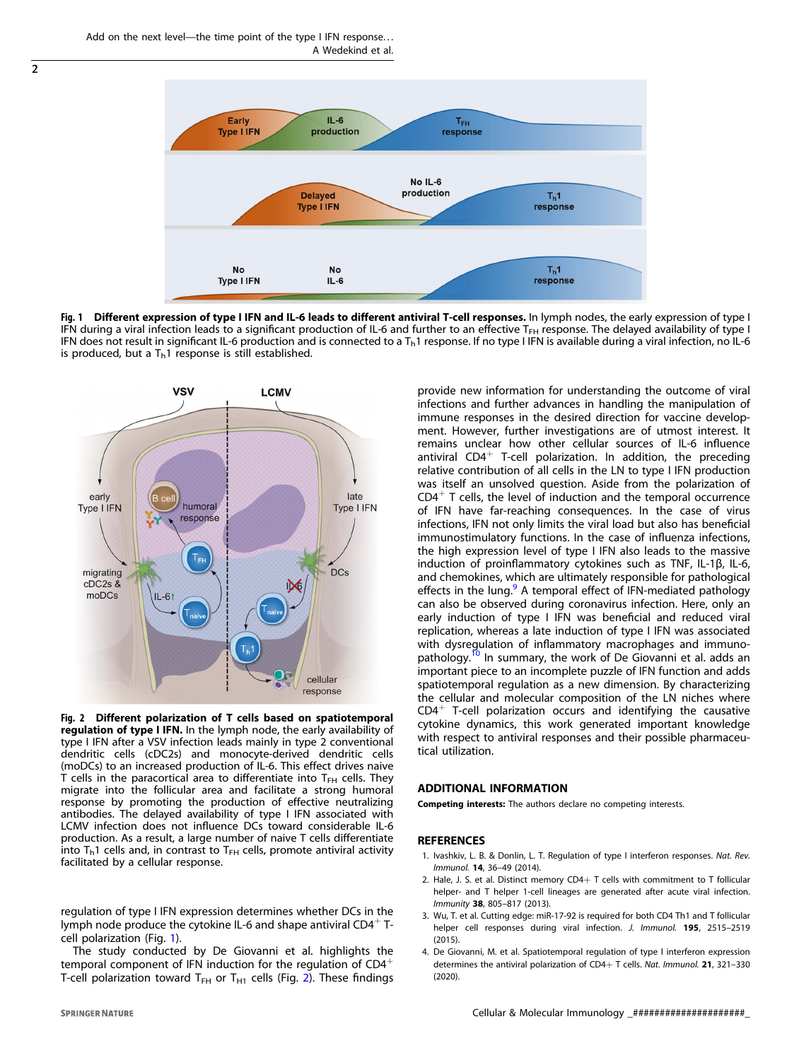Fig. 1 **Different expression of type I IFN and IL-6 leads to different antiviral T-cell responses.** In lymph nodes, the early expression of type I IFN during a viral infection leads to a significant production of IL-6 and further to an effective $T_{FH}$ response. The delayed availability of type I IFN does not result in significant IL-6 production and is connected to a $T_h1$ response. If no type I IFN is available during a viral infection, no IL-6 is produced, but a $T_h1$ response is still established.

Fig. 2 **Different polarization of T cells based on spatiotemporal regulation of type I IFN.** In the lymph node, the early availability of type I IFN after a VSV infection leads mainly in type 2 conventional dendritic cells (cDC2s) and monocyte-derived dendritic cells (moDCs) to an increased production of IL-6. This effect drives naive T cells in the paracortical area to differentiate into $T_{FH}$ cells. They migrate into the follicular area and facilitate a strong humoral response by promoting the production of effective neutralizing antibodies. The delayed availability of type I IFN associated with LCMV infection does not influence DCs toward considerable IL-6 production. As a result, a large number of naive T cells differentiate into $T_h1$ cells and, in contrast to $T_{FH}$ cells, promote antiviral activity facilitated by a cellular response.

regulation of type I IFN expression determines whether DCs in the lymph node produce the cytokine IL-6 and shape antiviral $CD4^+$ T-cell polarization (Fig. 1).

The study conducted by De Giovanni et al. highlights the temporal component of IFN induction for the regulation of $CD4^+$ T-cell polarization toward $T_{FH}$ or $T_{H1}$ cells (Fig. 2). These findings provide new information for understanding the outcome of viral infections and further advances in handling the manipulation of immune responses in the desired direction for vaccine development. However, further investigations are of utmost interest. It remains unclear how other cellular sources of IL-6 influence antiviral $CD4^+$ T-cell polarization. In addition, the preceding relative contribution of all cells in the LN to type I IFN production was itself an unsolved question. Aside from the polarization of $CD4^+$ T cells, the level of induction and the temporal occurrence of IFN have far-reaching consequences. In the case of virus infections, IFN not only limits the viral load but also has beneficial immunostimulatory functions. In the case of influenza infections, the high expression level of type I IFN also leads to the massive induction of proinflammatory cytokines such as TNF, IL-1β, IL-6, and chemokines, which are ultimately responsible for pathological effects in the lung.[9] A temporal effect of IFN-mediated pathology can also be observed during coronavirus infection. Here, only an early induction of type I IFN was beneficial and reduced viral replication, whereas a late induction of type I IFN was associated with dysregulation of inflammatory macrophages and immunopathology.[10] In summary, the work of De Giovanni et al. adds an important piece to an incomplete puzzle of IFN function and adds spatiotemporal regulation as a new dimension. By characterizing the cellular and molecular composition of the LN niches where $CD4^+$ T-cell polarization occurs and identifying the causative cytokine dynamics, this work generated important knowledge with respect to antiviral responses and their possible pharmaceutical utilization.

## ADDITIONAL INFORMATION

**Competing interests:** The authors declare no competing interests.

## REFERENCES

1. Ivashkiv, L. B. & Donlin, L. T. Regulation of type I interferon responses. *Nat. Rev. Immunol.* **14**, 36–49 (2014).
2. Hale, J. S. et al. Distinct memory CD4+ T cells with commitment to T follicular helper- and T helper 1-cell lineages are generated after acute viral infection. *Immunity* **38**, 805–817 (2013).
3. Wu, T. et al. Cutting edge: miR-17-92 is required for both CD4 Th1 and T follicular helper cell responses during viral infection. *J. Immunol.* **195**, 2515–2519 (2015).
4. De Giovanni, M. et al. Spatiotemporal regulation of type I interferon expression determines the antiviral polarization of CD4+ T cells. *Nat. Immunol.* **21**, 321–330 (2020).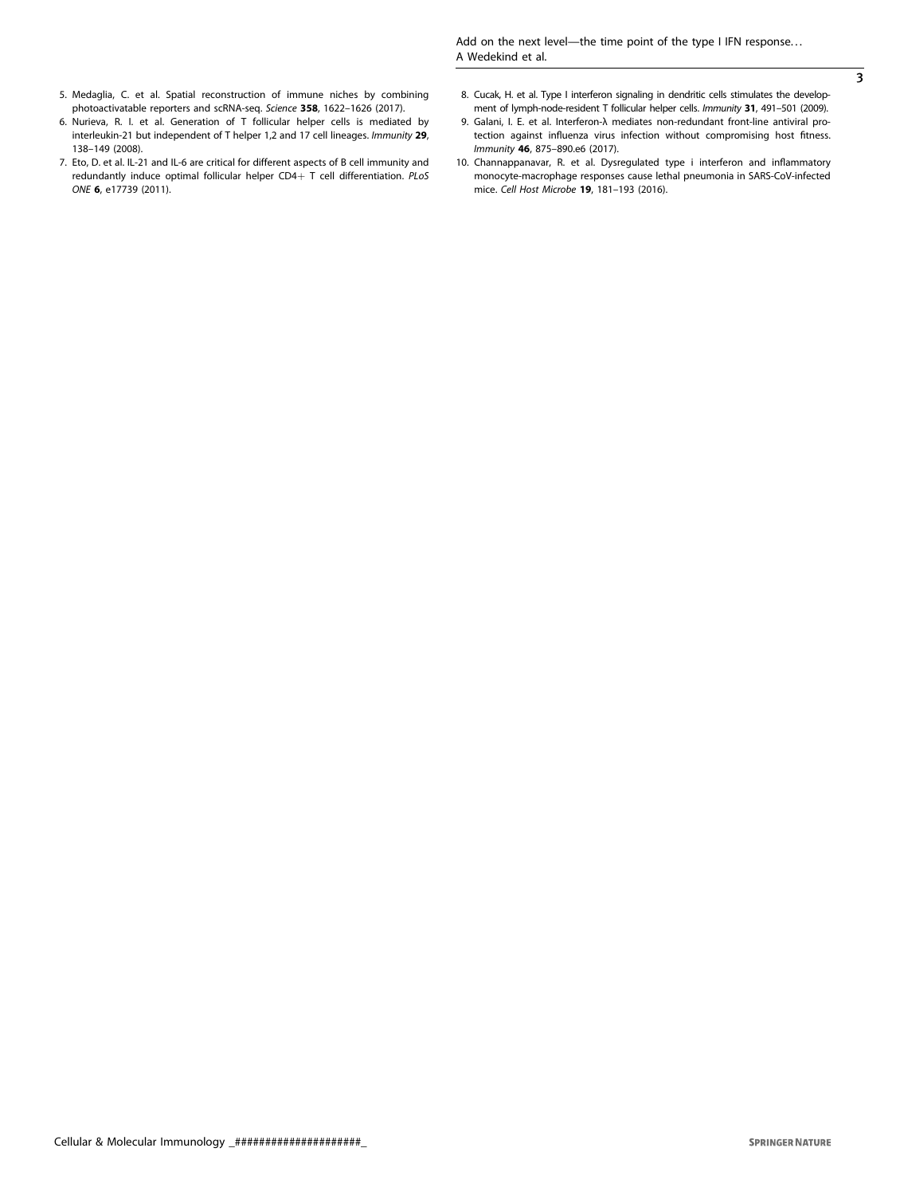5. Medaglia, C. et al. Spatial reconstruction of immune niches by combining photoactivatable reporters and scRNA-seq. *Science* **358**, 1622–1626 (2017).
6. Nurieva, R. I. et al. Generation of T follicular helper cells is mediated by interleukin-21 but independent of T helper 1,2 and 17 cell lineages. *Immunity* **29**, 138–149 (2008).
7. Eto, D. et al. IL-21 and IL-6 are critical for different aspects of B cell immunity and redundantly induce optimal follicular helper CD4+ T cell differentiation. *PLoS ONE* **6**, e17739 (2011).
8. Cucak, H. et al. Type I interferon signaling in dendritic cells stimulates the development of lymph-node-resident T follicular helper cells. *Immunity* **31**, 491–501 (2009).
9. Galani, I. E. et al. Interferon-λ mediates non-redundant front-line antiviral protection against influenza virus infection without compromising host fitness. *Immunity* **46**, 875–890.e6 (2017).
10. Channappanavar, R. et al. Dysregulated type i interferon and inflammatory monocyte-macrophage responses cause lethal pneumonia in SARS-CoV-infected mice. *Cell Host Microbe* **19**, 181–193 (2016).